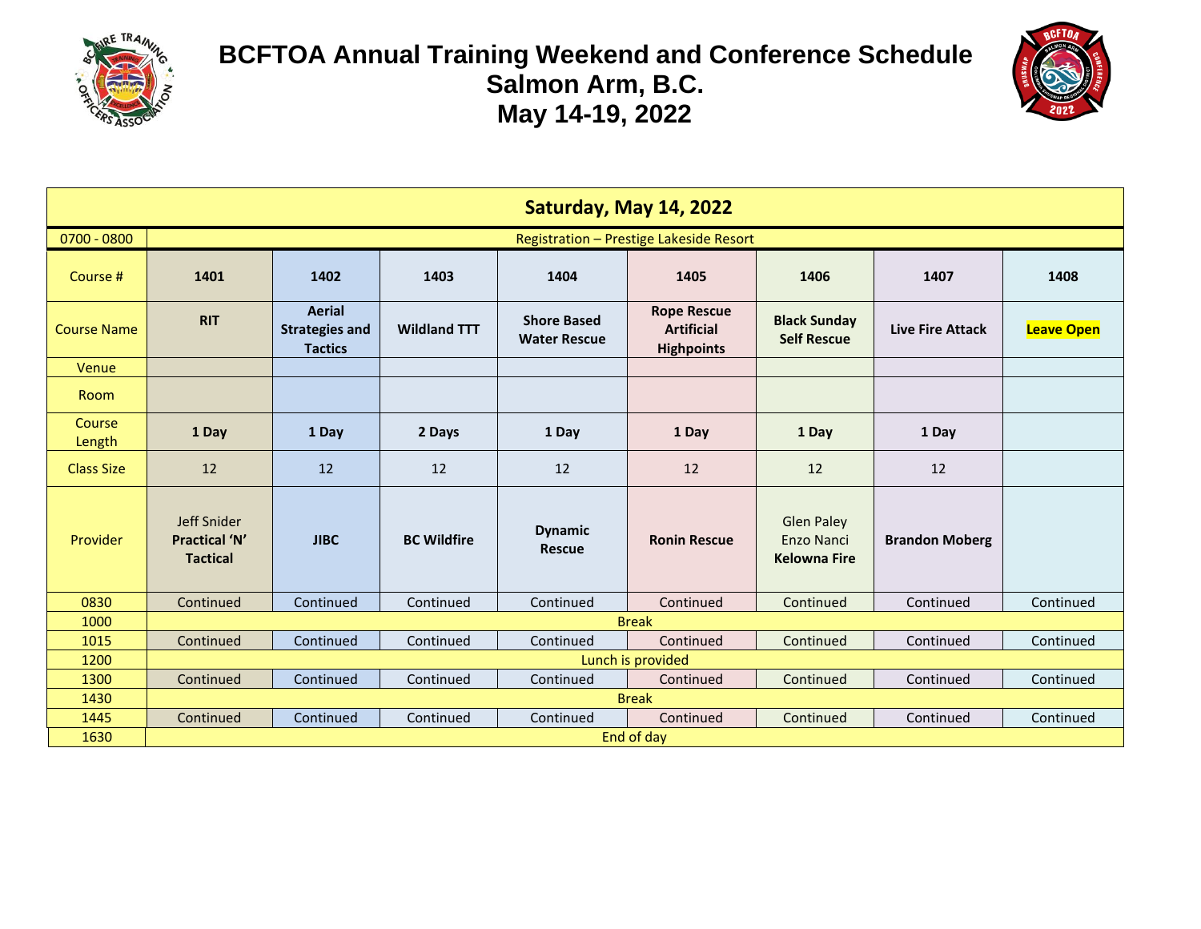# BCFTOA Annual Training Weekend and Conference Schedule
## Salmon Arm, B.C.
## May 14-19, 2022

| Saturday, May 14, 2022 | | | | | | | | |
|---|---|---|---|---|---|---|---|---|
| 0700 - 0800 | Registration – Prestige Lakeside Resort | | | | | | | |
| Course # | **1401** | **1402** | **1403** | **1404** | **1405** | **1406** | **1407** | **1408** |
| Course Name | **RIT** | **Aerial Strategies and Tactics** | **Wildland TTT** | **Shore Based Water Rescue** | **Rope Rescue Artificial Highpoints** | **Black Sunday Self Rescue** | **Live Fire Attack** | **Leave Open** |
| Venue | | | | | | | | |
| Room | | | | | | | | |
| Course Length | **1 Day** | **1 Day** | **2 Days** | **1 Day** | **1 Day** | **1 Day** | **1 Day** | |
| Class Size | 12 | 12 | 12 | 12 | 12 | 12 | 12 | |
| Provider | Jeff Snider **Practical 'N' Tactical** | **JIBC** | **BC Wildfire** | **Dynamic Rescue** | **Ronin Rescue** | Glen Paley Enzo Nanci **Kelowna Fire** | **Brandon Moberg** | |
| 0830 | Continued | Continued | Continued | Continued | Continued | Continued | Continued | Continued |
| 1000 | Break | | | | | | | |
| 1015 | Continued | Continued | Continued | Continued | Continued | Continued | Continued | Continued |
| 1200 | Lunch is provided | | | | | | | |
| 1300 | Continued | Continued | Continued | Continued | Continued | Continued | Continued | Continued |
| 1430 | Break | | | | | | | |
| 1445 | Continued | Continued | Continued | Continued | Continued | Continued | Continued | Continued |
| 1630 | End of day | | | | | | | |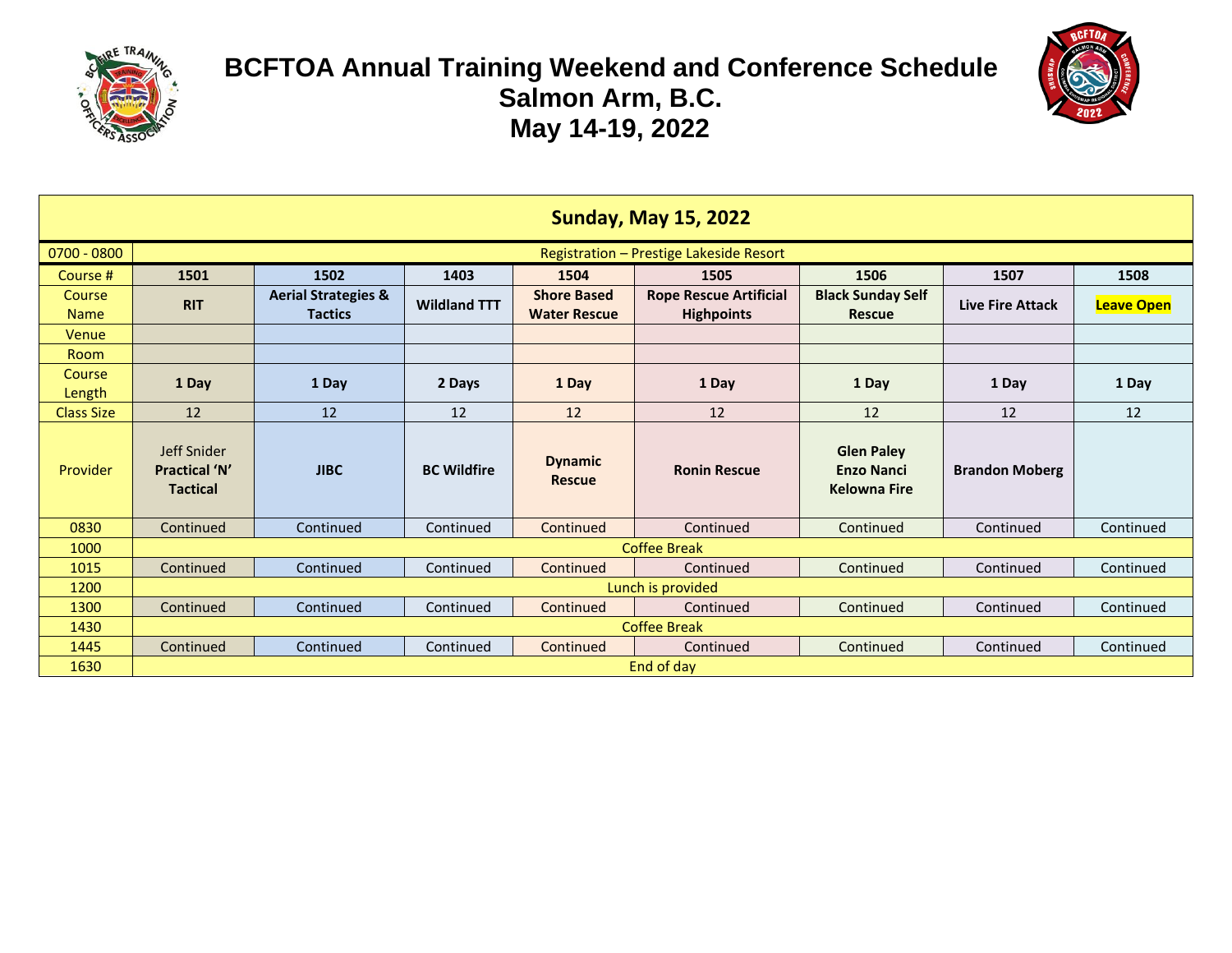# BCFTOA Annual Training Weekend and Conference Schedule
## Salmon Arm, B.C.
## May 14-19, 2022

| Sunday, May 15, 2022 | | | | | | | | |
|---|---|---|---|---|---|---|---|---|
| 0700 - 0800 | Registration – Prestige Lakeside Resort | | | | | | | |
| Course # | **1501** | **1502** | **1403** | **1504** | **1505** | **1506** | **1507** | **1508** |
| Course Name | **RIT** | **Aerial Strategies & Tactics** | **Wildland TTT** | **Shore Based Water Rescue** | **Rope Rescue Artificial Highpoints** | **Black Sunday Self Rescue** | **Live Fire Attack** | **Leave Open** |
| Venue | | | | | | | | |
| Room | | | | | | | | |
| Course Length | **1 Day** | **1 Day** | **2 Days** | **1 Day** | **1 Day** | **1 Day** | **1 Day** | **1 Day** |
| Class Size | 12 | 12 | 12 | 12 | 12 | 12 | 12 | 12 |
| Provider | Jeff Snider **Practical 'N' Tactical** | **JIBC** | **BC Wildfire** | **Dynamic Rescue** | **Ronin Rescue** | **Glen Paley Enzo Nanci Kelowna Fire** | **Brandon Moberg** | |
| 0830 | Continued | Continued | Continued | Continued | Continued | Continued | Continued | Continued |
| 1000 | Coffee Break | | | | | | | |
| 1015 | Continued | Continued | Continued | Continued | Continued | Continued | Continued | Continued |
| 1200 | Lunch is provided | | | | | | | |
| 1300 | Continued | Continued | Continued | Continued | Continued | Continued | Continued | Continued |
| 1430 | Coffee Break | | | | | | | |
| 1445 | Continued | Continued | Continued | Continued | Continued | Continued | Continued | Continued |
| 1630 | End of day | | | | | | | |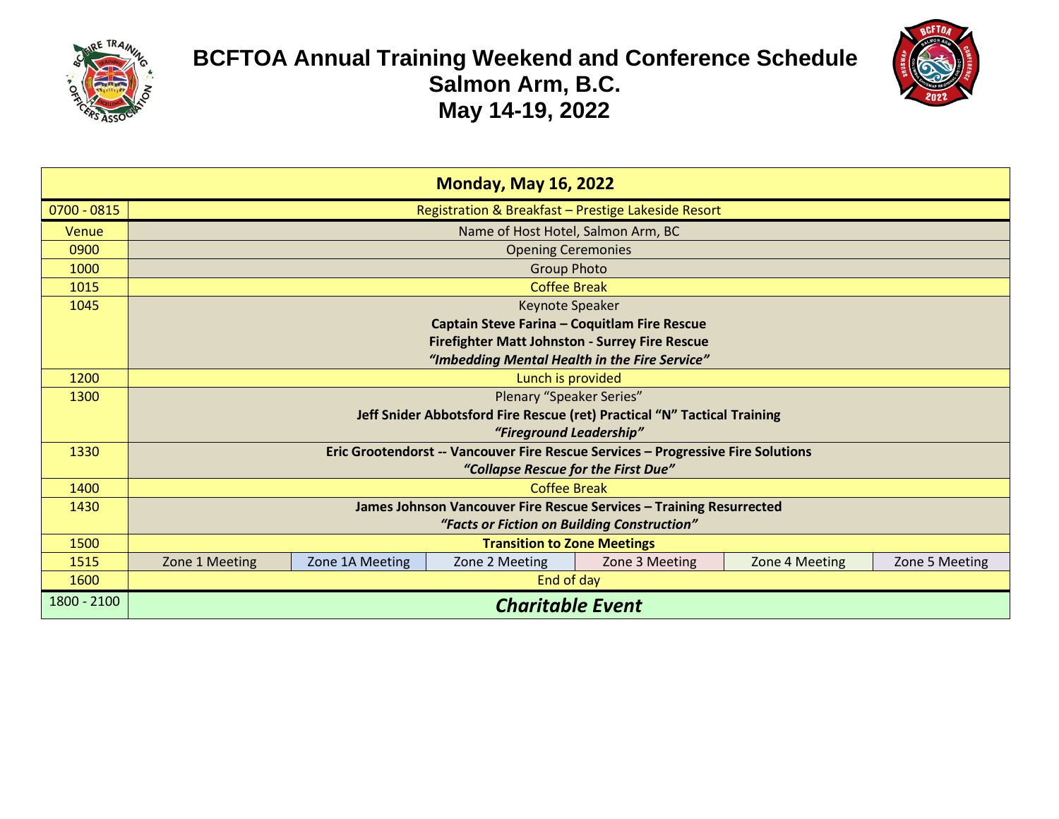# BCFTOA Annual Training Weekend and Conference Schedule
## Salmon Arm, B.C.
## May 14-19, 2022

| **Monday, May 16, 2022** | | | | | | |
|---|---|---|---|---|---|---|
| 0700 - 0815 | Registration & Breakfast – Prestige Lakeside Resort | | | | | |
| Venue | Name of Host Hotel, Salmon Arm, BC | | | | | |
| 0900 | Opening Ceremonies | | | | | |
| 1000 | Group Photo | | | | | |
| 1015 | Coffee Break | | | | | |
| 1045 | Keynote Speaker<br>**Captain Steve Farina – Coquitlam Fire Rescue**<br>**Firefighter Matt Johnston - Surrey Fire Rescue**<br>***"Imbedding Mental Health in the Fire Service"*** | | | | | |
| 1200 | Lunch is provided | | | | | |
| 1300 | Plenary "Speaker Series"<br>**Jeff Snider Abbotsford Fire Rescue (ret) Practical "N" Tactical Training**<br>***"Fireground Leadership"*** | | | | | |
| 1330 | **Eric Grootendorst -- Vancouver Fire Rescue Services – Progressive Fire Solutions**<br>***"Collapse Rescue for the First Due"*** | | | | | |
| 1400 | Coffee Break | | | | | |
| 1430 | **James Johnson Vancouver Fire Rescue Services – Training Resurrected**<br>***"Facts or Fiction on Building Construction"*** | | | | | |
| 1500 | **Transition to Zone Meetings** | | | | | |
| 1515 | Zone 1 Meeting | Zone 1A Meeting | Zone 2 Meeting | Zone 3 Meeting | Zone 4 Meeting | Zone 5 Meeting |
| 1600 | End of day | | | | | |
| 1800 - 2100 | ***Charitable Event*** | | | | | |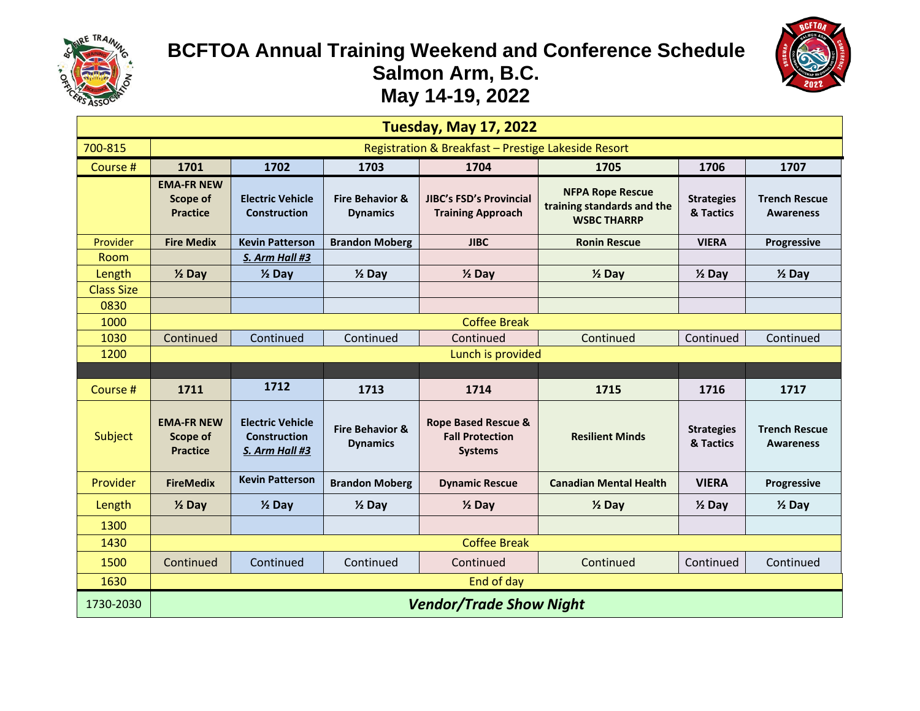# BCFTOA Annual Training Weekend and Conference Schedule
## Salmon Arm, B.C.
## May 14-19, 2022

| Tuesday, May 17, 2022 | | | | | | | |
|---|---|---|---|---|---|---|---|
| 700-815 | Registration & Breakfast – Prestige Lakeside Resort | | | | | | |
| Course # | **1701** | **1702** | **1703** | **1704** | **1705** | **1706** | **1707** |
| | **EMA-FR NEW Scope of Practice** | **Electric Vehicle Construction** | **Fire Behavior & Dynamics** | **JIBC's FSD's Provincial Training Approach** | **NFPA Rope Rescue training standards and the WSBC THARRP** | **Strategies & Tactics** | **Trench Rescue Awareness** |
| Provider | **Fire Medix** | **Kevin Patterson** | **Brandon Moberg** | **JIBC** | **Ronin Rescue** | **VIERA** | **Progressive** |
| Room | | ***S. Arm Hall #3*** | | | | | |
| Length | **½ Day** | **½ Day** | **½ Day** | **½ Day** | **½ Day** | **½ Day** | **½ Day** |
| Class Size | | | | | | | |
| 0830 | | | | | | | |
| 1000 | Coffee Break | | | | | | |
| 1030 | Continued | Continued | Continued | Continued | Continued | Continued | Continued |
| 1200 | Lunch is provided | | | | | | |
| | | | | | | | |
| Course # | **1711** | **1712** | **1713** | **1714** | **1715** | **1716** | **1717** |
| Subject | **EMA-FR NEW Scope of Practice** | **Electric Vehicle Construction *S. Arm Hall #3*** | **Fire Behavior & Dynamics** | **Rope Based Rescue & Fall Protection Systems** | **Resilient Minds** | **Strategies & Tactics** | **Trench Rescue Awareness** |
| Provider | **FireMedix** | **Kevin Patterson** | **Brandon Moberg** | **Dynamic Rescue** | **Canadian Mental Health** | **VIERA** | **Progressive** |
| Length | **½ Day** | **½ Day** | **½ Day** | **½ Day** | **½ Day** | **½ Day** | **½ Day** |
| 1300 | | | | | | | |
| 1430 | Coffee Break | | | | | | |
| 1500 | Continued | Continued | Continued | Continued | Continued | Continued | Continued |
| 1630 | End of day | | | | | | |
| 1730-2030 | ***Vendor/Trade Show Night*** | | | | | | |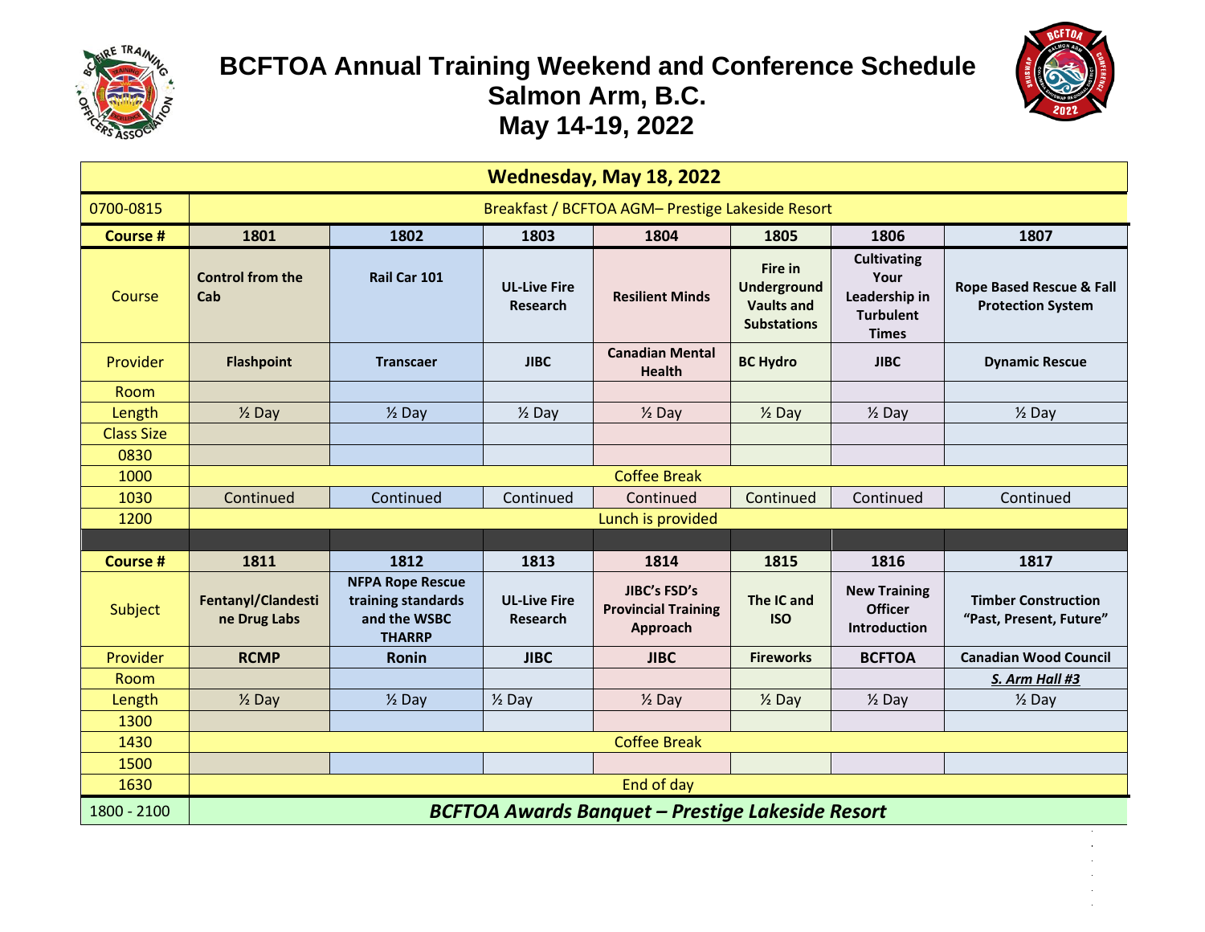# BCFTOA Annual Training Weekend and Conference Schedule
## Salmon Arm, B.C.
## May 14-19, 2022

| Wednesday, May 18, 2022 | | | | | | | |
|---|---|---|---|---|---|---|---|
| 0700-0815 | Breakfast / BCFTOA AGM– Prestige Lakeside Resort | | | | | | |
| **Course #** | **1801** | **1802** | **1803** | **1804** | **1805** | **1806** | **1807** |
| Course | **Control from the Cab** | **Rail Car 101** | **UL-Live Fire Research** | **Resilient Minds** | **Fire in Underground Vaults and Substations** | **Cultivating Your Leadership in Turbulent Times** | **Rope Based Rescue & Fall Protection System** |
| Provider | **Flashpoint** | **Transcaer** | **JIBC** | **Canadian Mental Health** | **BC Hydro** | **JIBC** | **Dynamic Rescue** |
| Room | | | | | | | |
| Length | ½ Day | ½ Day | ½ Day | ½ Day | ½ Day | ½ Day | ½ Day |
| Class Size | | | | | | | |
| 0830 | | | | | | | |
| 1000 | Coffee Break | | | | | | |
| 1030 | Continued | Continued | Continued | Continued | Continued | Continued | Continued |
| 1200 | Lunch is provided | | | | | | |
| | | | | | | | |
| **Course #** | **1811** | **1812** | **1813** | **1814** | **1815** | **1816** | **1817** |
| Subject | **Fentanyl/Clandestine Drug Labs** | **NFPA Rope Rescue training standards and the WSBC THARRP** | **UL-Live Fire Research** | **JIBC's FSD's Provincial Training Approach** | **The IC and ISO** | **New Training Officer Introduction** | **Timber Construction "Past, Present, Future"** |
| Provider | **RCMP** | **Ronin** | **JIBC** | **JIBC** | **Fireworks** | **BCFTOA** | **Canadian Wood Council** |
| Room | | | | | | | ***S. Arm Hall #3*** |
| Length | ½ Day | ½ Day | ½ Day | ½ Day | ½ Day | ½ Day | ½ Day |
| 1300 | | | | | | | |
| 1430 | Coffee Break | | | | | | |
| 1500 | | | | | | | |
| 1630 | End of day | | | | | | |
| 1800 - 2100 | ***BCFTOA Awards Banquet – Prestige Lakeside Resort*** | | | | | | |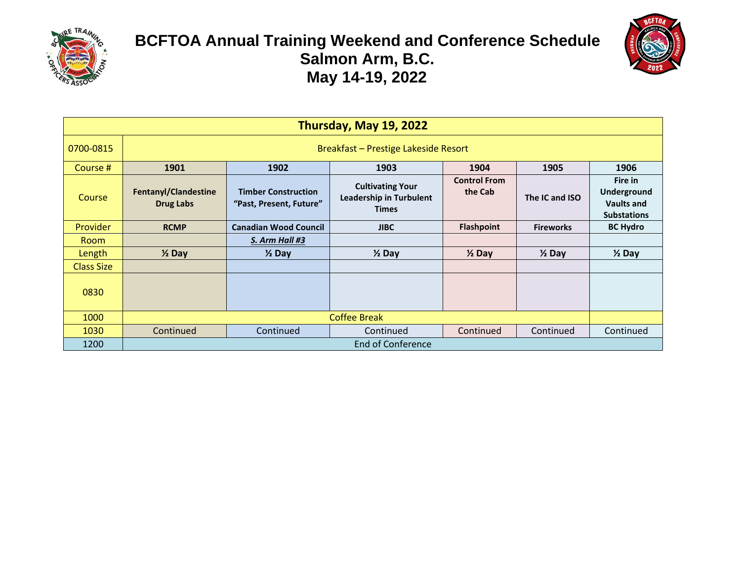# BCFTOA Annual Training Weekend and Conference Schedule
## Salmon Arm, B.C.
## May 14-19, 2022

| Thursday, May 19, 2022 | | | | | | |
|---|---|---|---|---|---|---|
| 0700-0815 | Breakfast – Prestige Lakeside Resort | | | | | |
| Course # | **1901** | **1902** | **1903** | **1904** | **1905** | **1906** |
| Course | **Fentanyl/Clandestine Drug Labs** | **Timber Construction "Past, Present, Future"** | **Cultivating Your Leadership in Turbulent Times** | **Control From the Cab** | **The IC and ISO** | **Fire in Underground Vaults and Substations** |
| Provider | **RCMP** | **Canadian Wood Council** | **JIBC** | **Flashpoint** | **Fireworks** | **BC Hydro** |
| Room | | ***S. Arm Hall #3*** | | | | |
| Length | **½ Day** | **½ Day** | **½ Day** | **½ Day** | **½ Day** | **½ Day** |
| Class Size | | | | | | |
| 0830 | | | | | | |
| 1000 | Coffee Break | | | | | |
| 1030 | Continued | Continued | Continued | Continued | Continued | Continued |
| 1200 | End of Conference | | | | | |